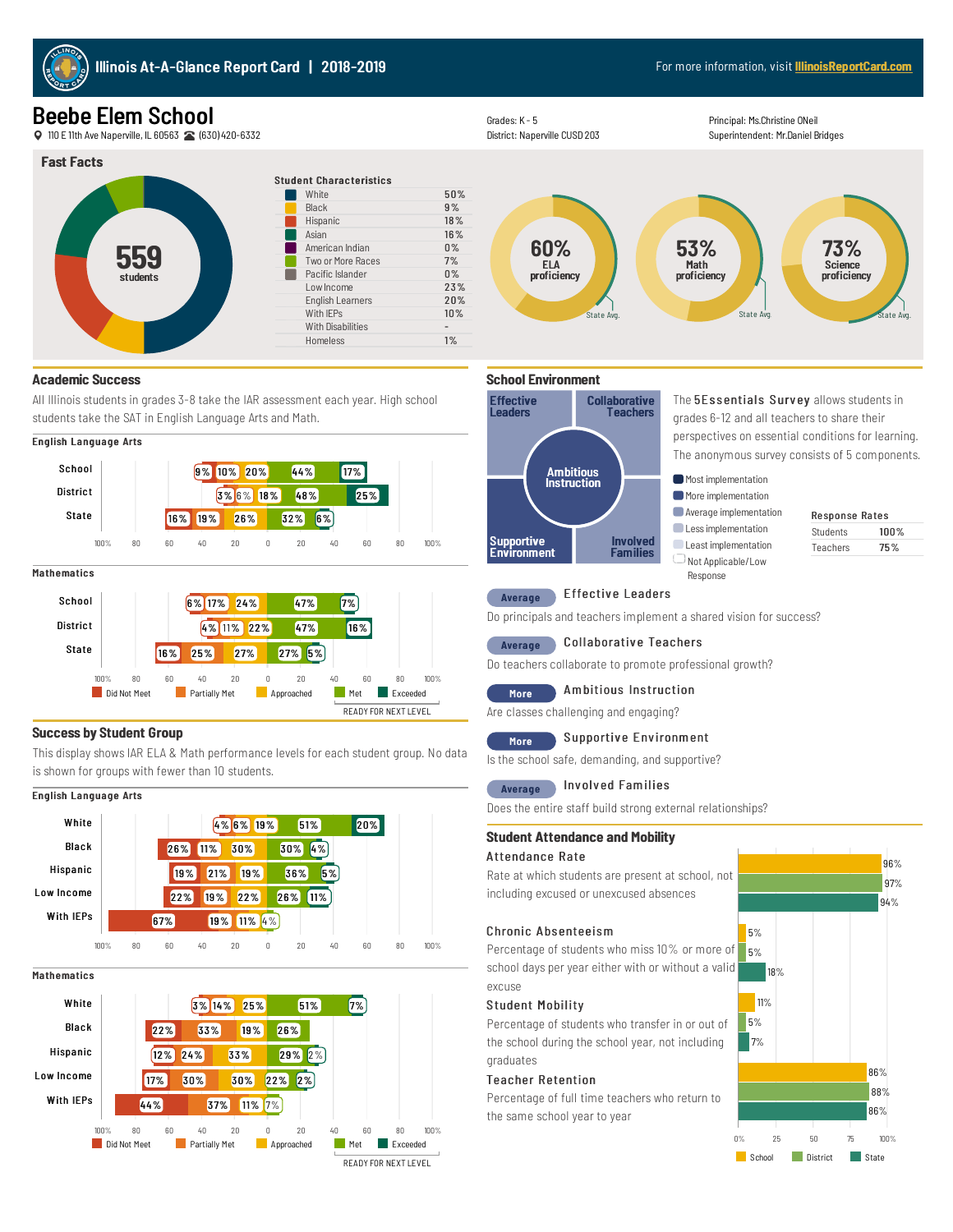# Illinois At-A-Glance Report Card | 2018-2019

For more information, visit IllinoisReportCard.com

## Beebe Elem School

110 E 11th Ave Naperville, IL 60563 (630)420-6332

Grades: K - 5
District: Naperville CUSD 203

Principal: Ms.Christine ONeil
Superintendent: Mr.Daniel Bridges

## Fast Facts

559 students

**Student Characteristics**

| Characteristic | % |
|---|---|
| White | 50% |
| Black | 9% |
| Hispanic | 18% |
| Asian | 16% |
| American Indian | 0% |
| Two or More Races | 7% |
| Pacific Islander | 0% |
| Low Income | 23% |
| English Learners | 20% |
| With IEPs | 10% |
| With Disabilities | - |
| Homeless | 1% |

60% ELA proficiency
53% Math proficiency
73% Science proficiency

## Academic Success

All Illinois students in grades 3-8 take the IAR assessment each year. High school students take the SAT in English Language Arts and Math.

**English Language Arts**

| | Did Not Meet | Partially Met | Approached | Met | Exceeded |
|---|---|---|---|---|---|
| School | 9% | 10% | 20% | 44% | 17% |
| District | 3% | 6% | 18% | 48% | 25% |
| State | 16% | 19% | 26% | 32% | 6% |

**Mathematics**

| | Did Not Meet | Partially Met | Approached | Met | Exceeded |
|---|---|---|---|---|---|
| School | 6% | 17% | 24% | 47% | 7% |
| District | 4% | 11% | 22% | 47% | 16% |
| State | 16% | 25% | 27% | 27% | 5% |

Met and Exceeded: READY FOR NEXT LEVEL

## Success by Student Group

This display shows IAR ELA & Math performance levels for each student group. No data is shown for groups with fewer than 10 students.

**English Language Arts**

| | Did Not Meet | Partially Met | Approached | Met | Exceeded |
|---|---|---|---|---|---|
| White | 4% | 6% | 19% | 51% | 20% |
| Black | 26% | 11% | 30% | 30% | 4% |
| Hispanic | 19% | 21% | 19% | 36% | 5% |
| Low Income | 22% | 19% | 22% | 26% | 11% |
| With IEPs | 67% | 19% | 11% | 4% | |

**Mathematics**

| | Did Not Meet | Partially Met | Approached | Met | Exceeded |
|---|---|---|---|---|---|
| White | 3% | 14% | 25% | 51% | 7% |
| Black | 22% | 33% | 19% | 26% | |
| Hispanic | 12% | 24% | 33% | 29% | 2% |
| Low Income | 17% | 30% | 30% | 22% | 2% |
| With IEPs | 44% | 37% | 11% | 7% | |

Met and Exceeded: READY FOR NEXT LEVEL

## School Environment

The 5Essentials Survey allows students in grades 6-12 and all teachers to share their perspectives on essential conditions for learning. The anonymous survey consists of 5 components.

Components: Effective Leaders, Collaborative Teachers, Ambitious Instruction, Supportive Environment, Involved Families

Legend: Most implementation, More implementation, Average implementation, Less implementation, Least implementation, Not Applicable/Low Response

**Response Rates**

| | |
|---|---|
| Students | 100% |
| Teachers | 75% |

**Average** — Effective Leaders
Do principals and teachers implement a shared vision for success?

**Average** — Collaborative Teachers
Do teachers collaborate to promote professional growth?

**More** — Ambitious Instruction
Are classes challenging and engaging?

**More** — Supportive Environment
Is the school safe, demanding, and supportive?

**Average** — Involved Families
Does the entire staff build strong external relationships?

## Student Attendance and Mobility

**Attendance Rate**
Rate at which students are present at school, not including excused or unexcused absences

**Chronic Absenteeism**
Percentage of students who miss 10% or more of school days per year either with or without a valid excuse

**Student Mobility**
Percentage of students who transfer in or out of the school during the school year, not including graduates

**Teacher Retention**
Percentage of full time teachers who return to the same school year to year

| | School | District | State |
|---|---|---|---|
| Attendance Rate | 96% | 97% | 94% |
| Chronic Absenteeism | 5% | 5% | 18% |
| Student Mobility | 11% | 5% | 7% |
| Teacher Retention | 86% | 88% | 86% |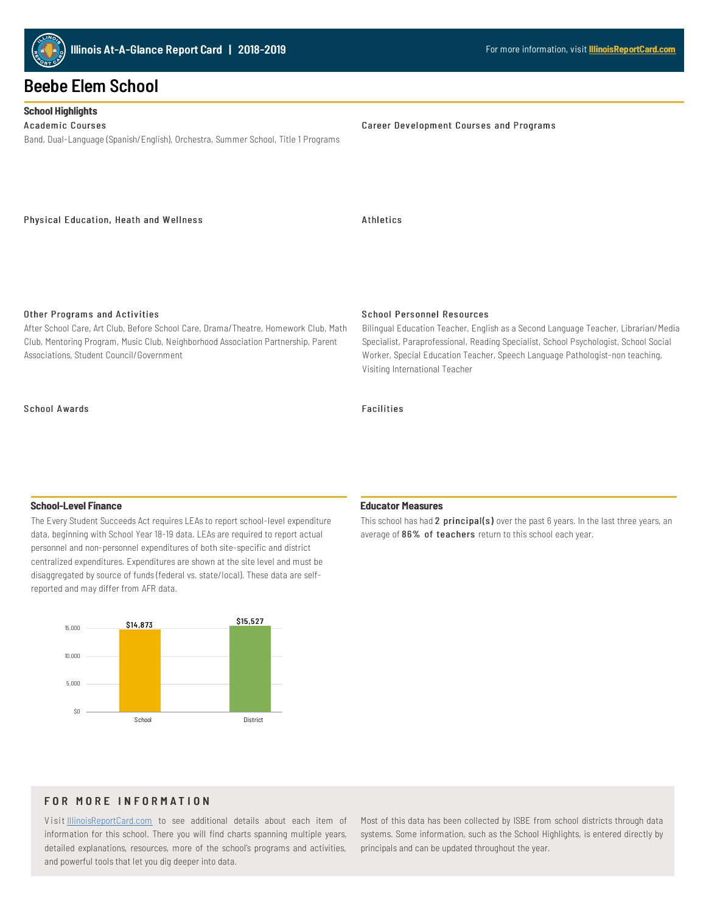# Beebe Elem School

## School Highlights

### Academic Courses

Band, Dual-Language (Spanish/English), Orchestra, Summer School, Title 1 Programs

### Career Development Courses and Programs

### Physical Education, Heath and Wellness

### Athletics

### Other Programs and Activities

After School Care, Art Club, Before School Care, Drama/Theatre, Homework Club, Math Club, Mentoring Program, Music Club, Neighborhood Association Partnership, Parent Associations, Student Council/Government

### School Personnel Resources

Bilingual Education Teacher, English as a Second Language Teacher, Librarian/Media Specialist, Paraprofessional, Reading Specialist, School Psychologist, School Social Worker, Special Education Teacher, Speech Language Pathologist-non teaching, Visiting International Teacher

### School Awards

### Facilities

## School-Level Finance

The Every Student Succeeds Act requires LEAs to report school-level expenditure data, beginning with School Year 18-19 data. LEAs are required to report actual personnel and non-personnel expenditures of both site-specific and district centralized expenditures. Expenditures are shown at the site level and must be disaggregated by source of funds (federal vs. state/local). These data are self-reported and may differ from AFR data.

$14,873
$15,527
15,000
10,000
5,000
$0
School
District

## Educator Measures

This school has had **2 principal(s)** over the past 6 years. In the last three years, an average of **86% of teachers** return to this school each year.

## FOR MORE INFORMATION

Visit IllinoisReportCard.com to see additional details about each item of information for this school. There you will find charts spanning multiple years, detailed explanations, resources, more of the school's programs and activities, and powerful tools that let you dig deeper into data.

Most of this data has been collected by ISBE from school districts through data systems. Some information, such as the School Highlights, is entered directly by principals and can be updated throughout the year.